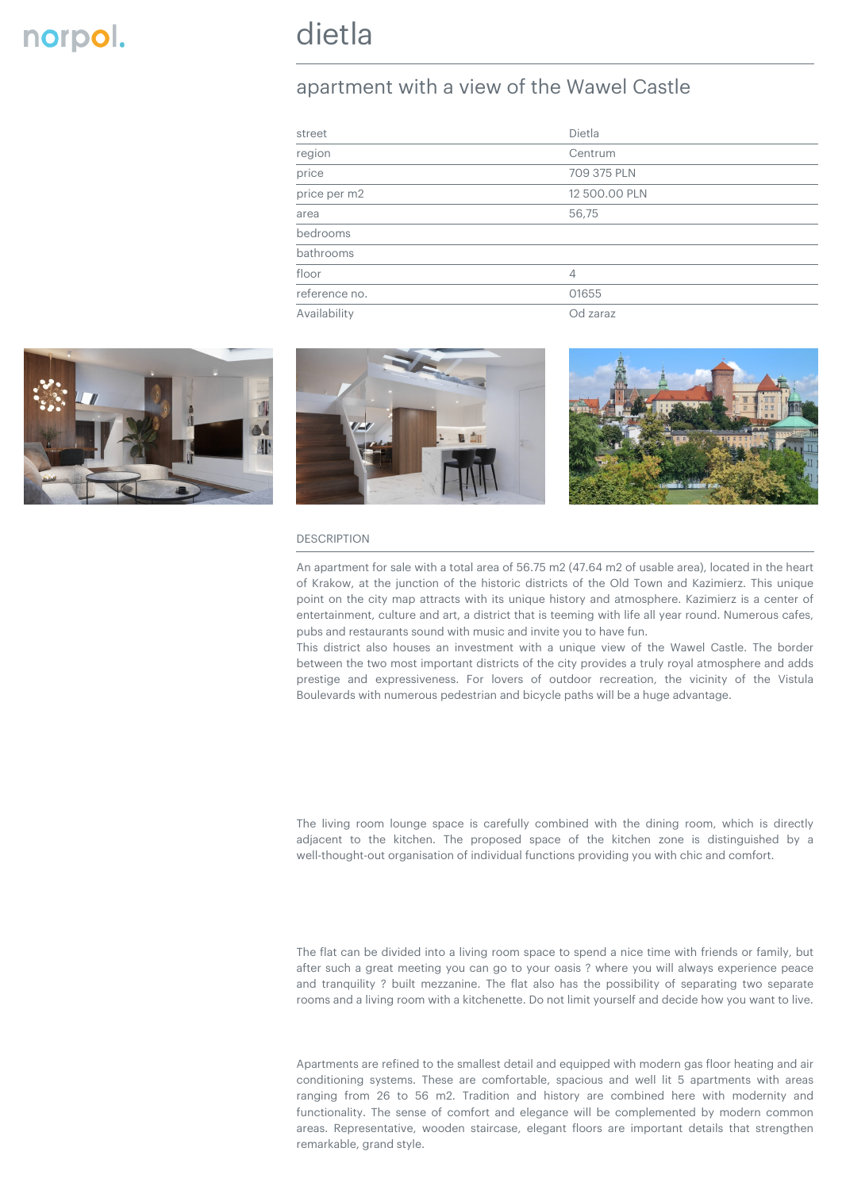norpol.

# dietla

## apartment with a view of the Wawel Castle

| | |
|---|---|
| street | Dietla |
| region | Centrum |
| price | 709 375 PLN |
| price per m2 | 12 500.00 PLN |
| area | 56,75 |
| bedrooms | |
| bathrooms | |
| floor | 4 |
| reference no. | 01655 |
| Availability | Od zaraz |

DESCRIPTION

An apartment for sale with a total area of 56.75 m2 (47.64 m2 of usable area), located in the heart of Krakow, at the junction of the historic districts of the Old Town and Kazimierz. This unique point on the city map attracts with its unique history and atmosphere. Kazimierz is a center of entertainment, culture and art, a district that is teeming with life all year round. Numerous cafes, pubs and restaurants sound with music and invite you to have fun.
This district also houses an investment with a unique view of the Wawel Castle. The border between the two most important districts of the city provides a truly royal atmosphere and adds prestige and expressiveness. For lovers of outdoor recreation, the vicinity of the Vistula Boulevards with numerous pedestrian and bicycle paths will be a huge advantage.

The living room lounge space is carefully combined with the dining room, which is directly adjacent to the kitchen. The proposed space of the kitchen zone is distinguished by a well-thought-out organisation of individual functions providing you with chic and comfort.

The flat can be divided into a living room space to spend a nice time with friends or family, but after such a great meeting you can go to your oasis ? where you will always experience peace and tranquility ? built mezzanine. The flat also has the possibility of separating two separate rooms and a living room with a kitchenette. Do not limit yourself and decide how you want to live.

Apartments are refined to the smallest detail and equipped with modern gas floor heating and air conditioning systems. These are comfortable, spacious and well lit 5 apartments with areas ranging from 26 to 56 m2. Tradition and history are combined here with modernity and functionality. The sense of comfort and elegance will be complemented by modern common areas. Representative, wooden staircase, elegant floors are important details that strengthen remarkable, grand style.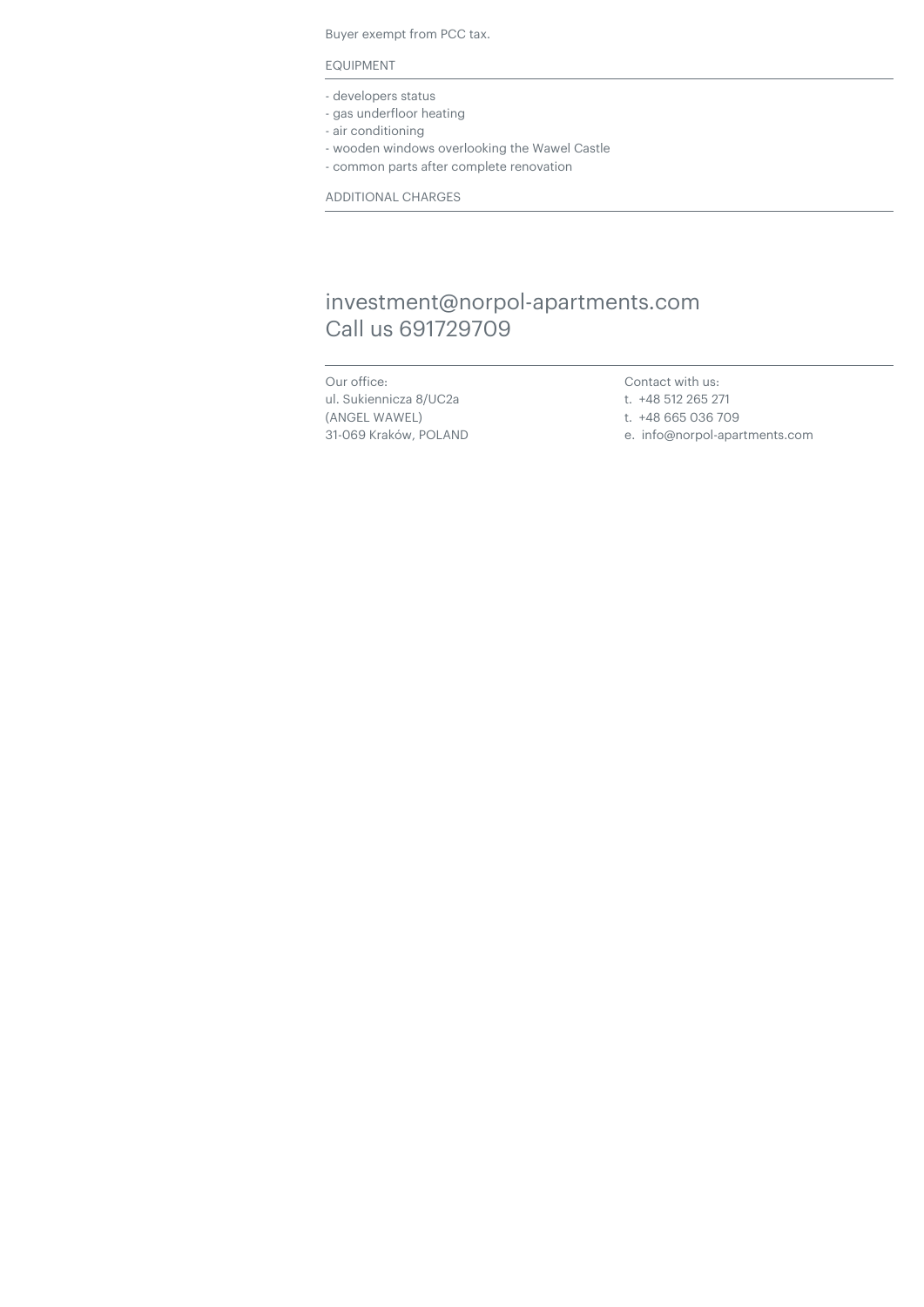Buyer exempt from PCC tax.

## EQUIPMENT

- developers status
- gas underfloor heating
- air conditioning
- wooden windows overlooking the Wawel Castle
- common parts after complete renovation

## ADDITIONAL CHARGES

investment@norpol-apartments.com
Call us 691729709

Our office:
ul. Sukiennicza 8/UC2a
(ANGEL WAWEL)
31-069 Kraków, POLAND

Contact with us:
t. +48 512 265 271
t. +48 665 036 709
e. info@norpol-apartments.com